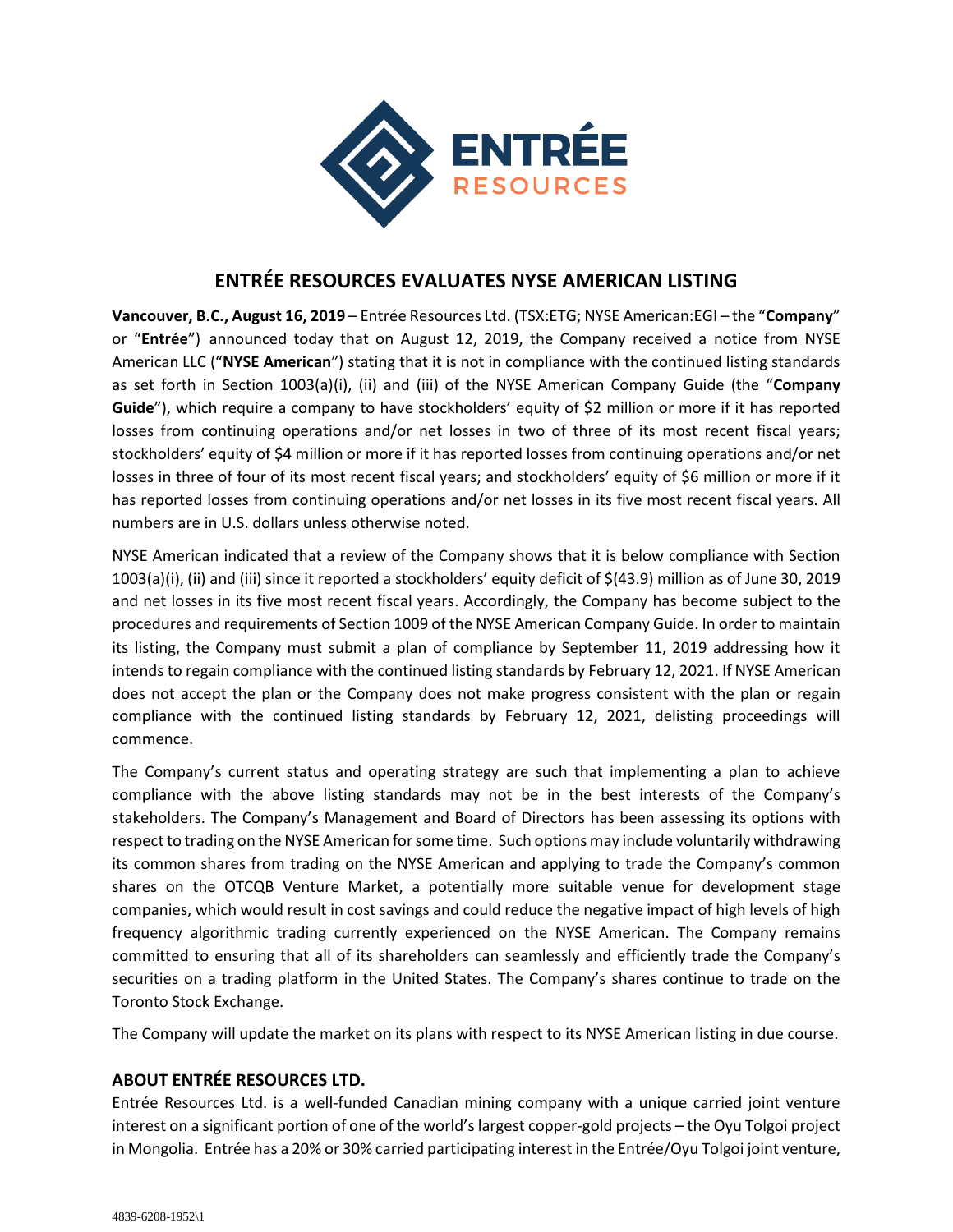# ENTRÉE RESOURCES EVALUATES NYSE AMERICAN LISTING

**Vancouver, B.C., August 16, 2019** – Entrée Resources Ltd. (TSX:ETG; NYSE American:EGI – the "**Company**" or "**Entrée**") announced today that on August 12, 2019, the Company received a notice from NYSE American LLC ("**NYSE American**") stating that it is not in compliance with the continued listing standards as set forth in Section 1003(a)(i), (ii) and (iii) of the NYSE American Company Guide (the "**Company Guide**"), which require a company to have stockholders' equity of $2 million or more if it has reported losses from continuing operations and/or net losses in two of three of its most recent fiscal years; stockholders' equity of $4 million or more if it has reported losses from continuing operations and/or net losses in three of four of its most recent fiscal years; and stockholders' equity of $6 million or more if it has reported losses from continuing operations and/or net losses in its five most recent fiscal years. All numbers are in U.S. dollars unless otherwise noted.

NYSE American indicated that a review of the Company shows that it is below compliance with Section 1003(a)(i), (ii) and (iii) since it reported a stockholders' equity deficit of $(43.9) million as of June 30, 2019 and net losses in its five most recent fiscal years. Accordingly, the Company has become subject to the procedures and requirements of Section 1009 of the NYSE American Company Guide. In order to maintain its listing, the Company must submit a plan of compliance by September 11, 2019 addressing how it intends to regain compliance with the continued listing standards by February 12, 2021. If NYSE American does not accept the plan or the Company does not make progress consistent with the plan or regain compliance with the continued listing standards by February 12, 2021, delisting proceedings will commence.

The Company's current status and operating strategy are such that implementing a plan to achieve compliance with the above listing standards may not be in the best interests of the Company's stakeholders. The Company's Management and Board of Directors has been assessing its options with respect to trading on the NYSE American for some time. Such options may include voluntarily withdrawing its common shares from trading on the NYSE American and applying to trade the Company's common shares on the OTCQB Venture Market, a potentially more suitable venue for development stage companies, which would result in cost savings and could reduce the negative impact of high levels of high frequency algorithmic trading currently experienced on the NYSE American. The Company remains committed to ensuring that all of its shareholders can seamlessly and efficiently trade the Company's securities on a trading platform in the United States. The Company's shares continue to trade on the Toronto Stock Exchange.

The Company will update the market on its plans with respect to its NYSE American listing in due course.

## ABOUT ENTRÉE RESOURCES LTD.

Entrée Resources Ltd. is a well-funded Canadian mining company with a unique carried joint venture interest on a significant portion of one of the world's largest copper-gold projects – the Oyu Tolgoi project in Mongolia. Entrée has a 20% or 30% carried participating interest in the Entrée/Oyu Tolgoi joint venture,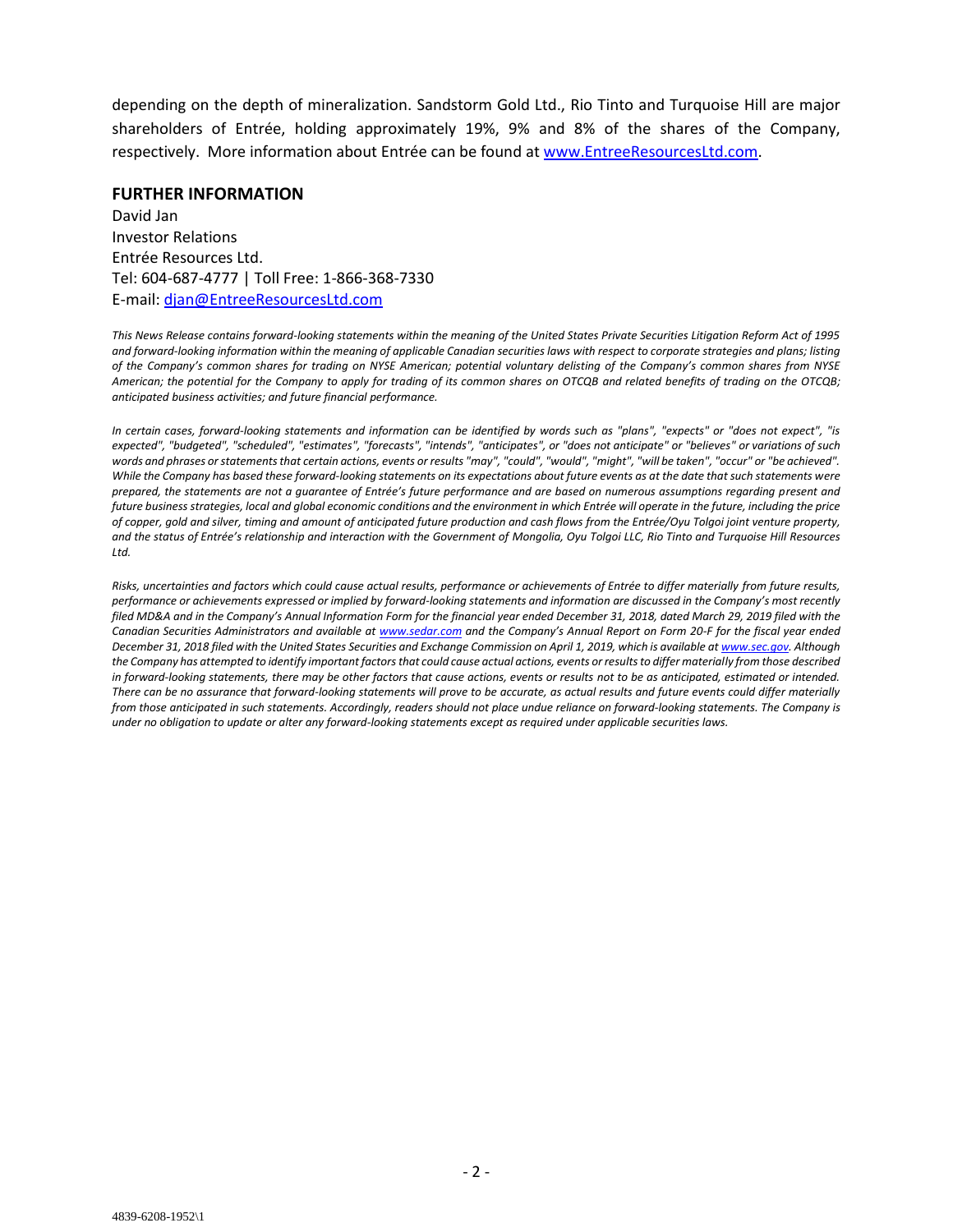depending on the depth of mineralization. Sandstorm Gold Ltd., Rio Tinto and Turquoise Hill are major shareholders of Entrée, holding approximately 19%, 9% and 8% of the shares of the Company, respectively. More information about Entrée can be found at www.EntreeResourcesLtd.com.

## FURTHER INFORMATION

David Jan
Investor Relations
Entrée Resources Ltd.
Tel: 604-687-4777 | Toll Free: 1-866-368-7330
E-mail: djan@EntreeResourcesLtd.com

*This News Release contains forward-looking statements within the meaning of the United States Private Securities Litigation Reform Act of 1995 and forward-looking information within the meaning of applicable Canadian securities laws with respect to corporate strategies and plans; listing of the Company's common shares for trading on NYSE American; potential voluntary delisting of the Company's common shares from NYSE American; the potential for the Company to apply for trading of its common shares on OTCQB and related benefits of trading on the OTCQB; anticipated business activities; and future financial performance.*

*In certain cases, forward-looking statements and information can be identified by words such as "plans", "expects" or "does not expect", "is expected", "budgeted", "scheduled", "estimates", "forecasts", "intends", "anticipates", or "does not anticipate" or "believes" or variations of such words and phrases or statements that certain actions, events or results "may", "could", "would", "might", "will be taken", "occur" or "be achieved". While the Company has based these forward-looking statements on its expectations about future events as at the date that such statements were prepared, the statements are not a guarantee of Entrée's future performance and are based on numerous assumptions regarding present and future business strategies, local and global economic conditions and the environment in which Entrée will operate in the future, including the price of copper, gold and silver, timing and amount of anticipated future production and cash flows from the Entrée/Oyu Tolgoi joint venture property, and the status of Entrée's relationship and interaction with the Government of Mongolia, Oyu Tolgoi LLC, Rio Tinto and Turquoise Hill Resources Ltd.*

*Risks, uncertainties and factors which could cause actual results, performance or achievements of Entrée to differ materially from future results, performance or achievements expressed or implied by forward-looking statements and information are discussed in the Company's most recently filed MD&A and in the Company's Annual Information Form for the financial year ended December 31, 2018, dated March 29, 2019 filed with the Canadian Securities Administrators and available at www.sedar.com and the Company's Annual Report on Form 20-F for the fiscal year ended December 31, 2018 filed with the United States Securities and Exchange Commission on April 1, 2019, which is available at www.sec.gov. Although the Company has attempted to identify important factors that could cause actual actions, events or results to differ materially from those described in forward-looking statements, there may be other factors that cause actions, events or results not to be as anticipated, estimated or intended. There can be no assurance that forward-looking statements will prove to be accurate, as actual results and future events could differ materially from those anticipated in such statements. Accordingly, readers should not place undue reliance on forward-looking statements. The Company is under no obligation to update or alter any forward-looking statements except as required under applicable securities laws.*

4839-6208-1952\1